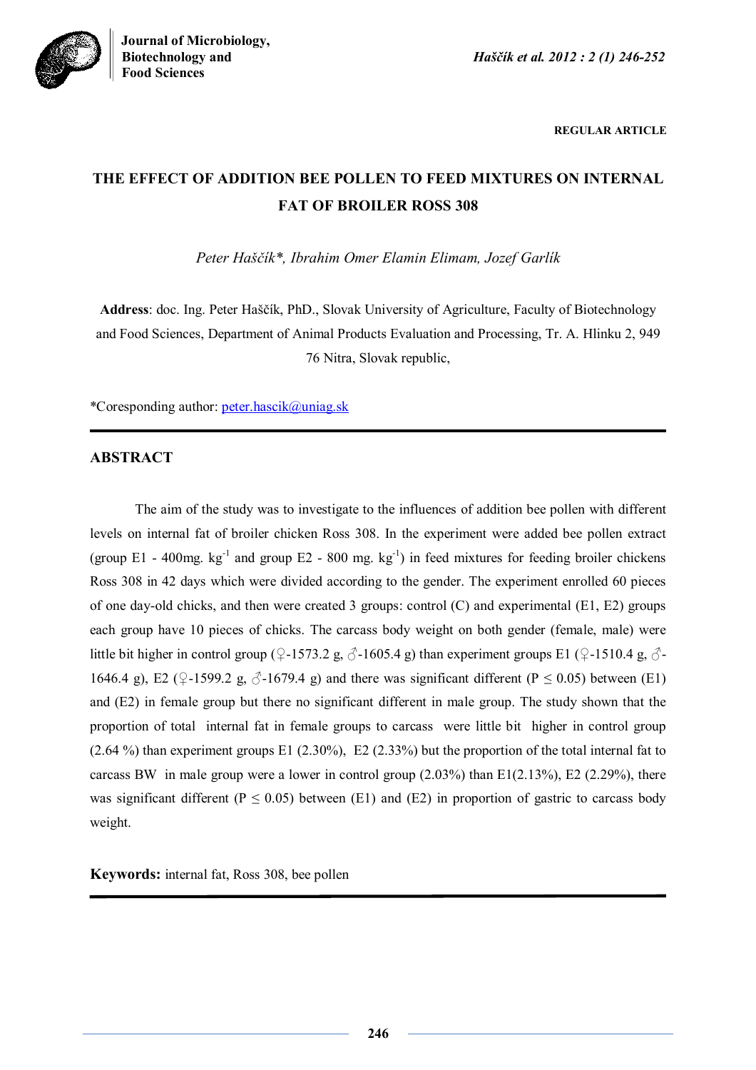REGULAR ARTICLE

# THE EFFECT OF ADDITION BEE POLLEN TO FEED MIXTURES ON INTERNAL FAT OF BROILER ROSS 308

*Peter Haščík\*, Ibrahim Omer Elamin Elimam, Jozef Garlík*

**Address**: doc. Ing. Peter Haščík, PhD., Slovak University of Agriculture, Faculty of Biotechnology and Food Sciences, Department of Animal Products Evaluation and Processing, Tr. A. Hlinku 2, 949 76 Nitra, Slovak republic,

\*Coresponding author: peter.hascik@uniag.sk

## ABSTRACT

The aim of the study was to investigate to the influences of addition bee pollen with different levels on internal fat of broiler chicken Ross 308. In the experiment were added bee pollen extract (group E1 - 400mg. kg$^{-1}$ and group E2 - 800 mg. kg$^{-1}$) in feed mixtures for feeding broiler chickens Ross 308 in 42 days which were divided according to the gender. The experiment enrolled 60 pieces of one day-old chicks, and then were created 3 groups: control (C) and experimental (E1, E2) groups each group have 10 pieces of chicks. The carcass body weight on both gender (female, male) were little bit higher in control group (♀-1573.2 g, ♂-1605.4 g) than experiment groups E1 (♀-1510.4 g, ♂-1646.4 g), E2 (♀-1599.2 g, ♂-1679.4 g) and there was significant different ($P \leq 0.05$) between (E1) and (E2) in female group but there no significant different in male group. The study shown that the proportion of total internal fat in female groups to carcass were little bit higher in control group (2.64 %) than experiment groups E1 (2.30%), E2 (2.33%) but the proportion of the total internal fat to carcass BW in male group were a lower in control group (2.03%) than E1(2.13%), E2 (2.29%), there was significant different ($P \leq 0.05$) between (E1) and (E2) in proportion of gastric to carcass body weight.

**Keywords:** internal fat, Ross 308, bee pollen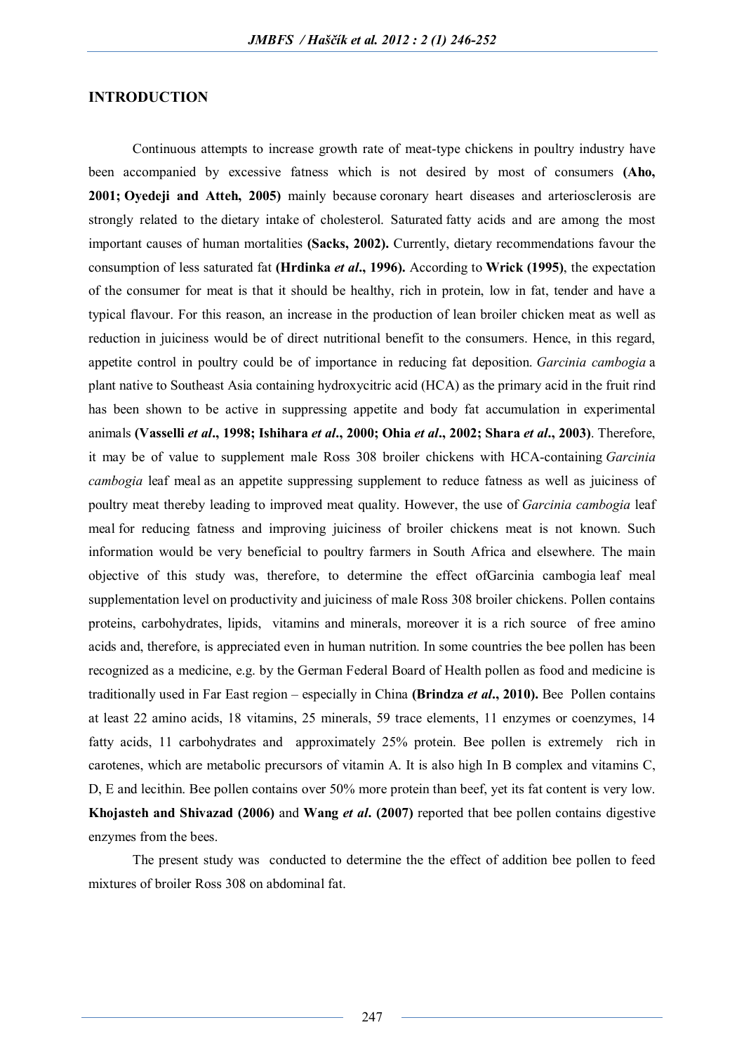## INTRODUCTION

Continuous attempts to increase growth rate of meat-type chickens in poultry industry have been accompanied by excessive fatness which is not desired by most of consumers **(Aho, 2001; Oyedeji and Atteh, 2005)** mainly because coronary heart diseases and arteriosclerosis are strongly related to the dietary intake of cholesterol. Saturated fatty acids and are among the most important causes of human mortalities **(Sacks, 2002).** Currently, dietary recommendations favour the consumption of less saturated fat **(Hrdinka *et al*., 1996).** According to **Wrick (1995)**, the expectation of the consumer for meat is that it should be healthy, rich in protein, low in fat, tender and have a typical flavour. For this reason, an increase in the production of lean broiler chicken meat as well as reduction in juiciness would be of direct nutritional benefit to the consumers. Hence, in this regard, appetite control in poultry could be of importance in reducing fat deposition. *Garcinia cambogia* a plant native to Southeast Asia containing hydroxycitric acid (HCA) as the primary acid in the fruit rind has been shown to be active in suppressing appetite and body fat accumulation in experimental animals **(Vasselli *et al*., 1998; Ishihara *et al*., 2000; Ohia *et al*., 2002; Shara *et al*., 2003)**. Therefore, it may be of value to supplement male Ross 308 broiler chickens with HCA-containing *Garcinia cambogia* leaf meal as an appetite suppressing supplement to reduce fatness as well as juiciness of poultry meat thereby leading to improved meat quality. However, the use of *Garcinia cambogia* leaf meal for reducing fatness and improving juiciness of broiler chickens meat is not known. Such information would be very beneficial to poultry farmers in South Africa and elsewhere. The main objective of this study was, therefore, to determine the effect ofGarcinia cambogia leaf meal supplementation level on productivity and juiciness of male Ross 308 broiler chickens. Pollen contains proteins, carbohydrates, lipids, vitamins and minerals, moreover it is a rich source of free amino acids and, therefore, is appreciated even in human nutrition. In some countries the bee pollen has been recognized as a medicine, e.g. by the German Federal Board of Health pollen as food and medicine is traditionally used in Far East region – especially in China **(Brindza *et al*., 2010).** Bee Pollen contains at least 22 amino acids, 18 vitamins, 25 minerals, 59 trace elements, 11 enzymes or coenzymes, 14 fatty acids, 11 carbohydrates and approximately 25% protein. Bee pollen is extremely rich in carotenes, which are metabolic precursors of vitamin A. It is also high In B complex and vitamins C, D, E and lecithin. Bee pollen contains over 50% more protein than beef, yet its fat content is very low. **Khojasteh and Shivazad (2006)** and **Wang *et al*. (2007)** reported that bee pollen contains digestive enzymes from the bees.

The present study was conducted to determine the the effect of addition bee pollen to feed mixtures of broiler Ross 308 on abdominal fat.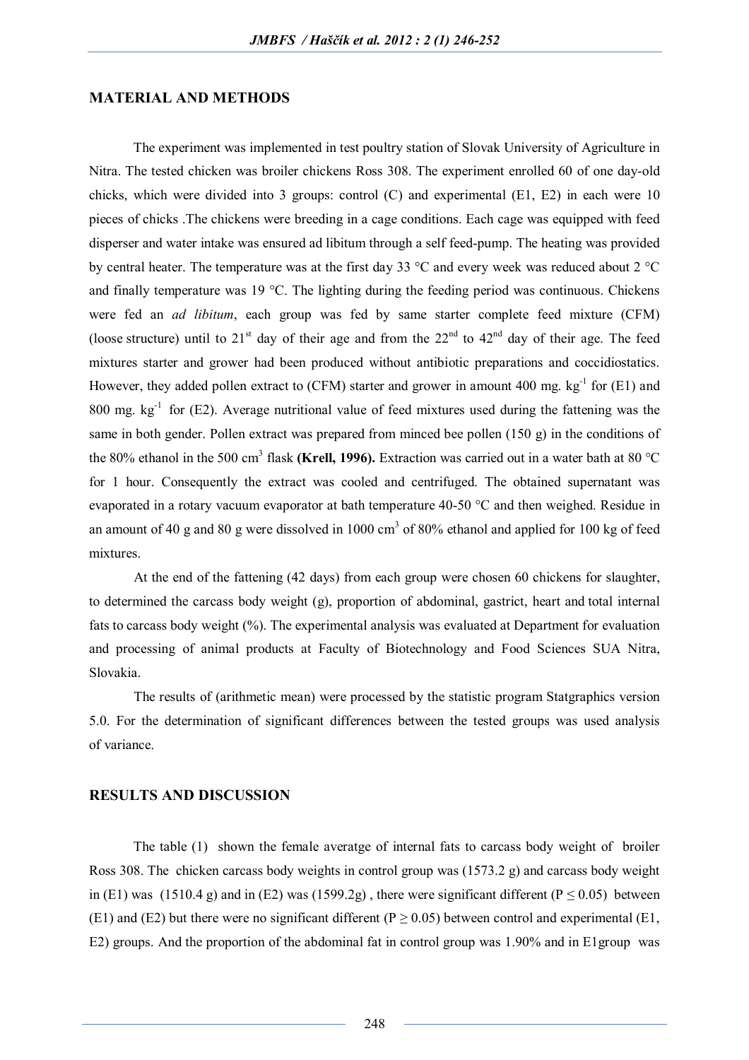## MATERIAL AND METHODS

The experiment was implemented in test poultry station of Slovak University of Agriculture in Nitra. The tested chicken was broiler chickens Ross 308. The experiment enrolled 60 of one day-old chicks, which were divided into 3 groups: control (C) and experimental (E1, E2) in each were 10 pieces of chicks .The chickens were breeding in a cage conditions. Each cage was equipped with feed disperser and water intake was ensured ad libitum through a self feed-pump. The heating was provided by central heater. The temperature was at the first day 33 °C and every week was reduced about 2 °C and finally temperature was 19 °C. The lighting during the feeding period was continuous. Chickens were fed an *ad libitum*, each group was fed by same starter complete feed mixture (CFM) (loose structure) until to 21[st] day of their age and from the 22[nd] to 42[nd] day of their age. The feed mixtures starter and grower had been produced without antibiotic preparations and coccidiostatics. However, they added pollen extract to (CFM) starter and grower in amount 400 mg. $kg^{-1}$ for (E1) and 800 mg. $kg^{-1}$ for (E2). Average nutritional value of feed mixtures used during the fattening was the same in both gender. Pollen extract was prepared from minced bee pollen (150 g) in the conditions of the 80% ethanol in the 500 $cm^3$ flask **(Krell, 1996).** Extraction was carried out in a water bath at 80 °C for 1 hour. Consequently the extract was cooled and centrifuged. The obtained supernatant was evaporated in a rotary vacuum evaporator at bath temperature 40-50 °C and then weighed. Residue in an amount of 40 g and 80 g were dissolved in 1000 $cm^3$ of 80% ethanol and applied for 100 kg of feed mixtures.

At the end of the fattening (42 days) from each group were chosen 60 chickens for slaughter, to determined the carcass body weight (g), proportion of abdominal, gastrict, heart and total internal fats to carcass body weight (%). The experimental analysis was evaluated at Department for evaluation and processing of animal products at Faculty of Biotechnology and Food Sciences SUA Nitra, Slovakia.

The results of (arithmetic mean) were processed by the statistic program Statgraphics version 5.0. For the determination of significant differences between the tested groups was used analysis of variance.

## RESULTS AND DISCUSSION

The table (1) shown the female averatge of internal fats to carcass body weight of broiler Ross 308. The chicken carcass body weights in control group was (1573.2 g) and carcass body weight in (E1) was (1510.4 g) and in (E2) was (1599.2g) , there were significant different ($P \leq 0.05$) between (E1) and (E2) but there were no significant different ($P \geq 0.05$) between control and experimental (E1, E2) groups. And the proportion of the abdominal fat in control group was 1.90% and in E1group was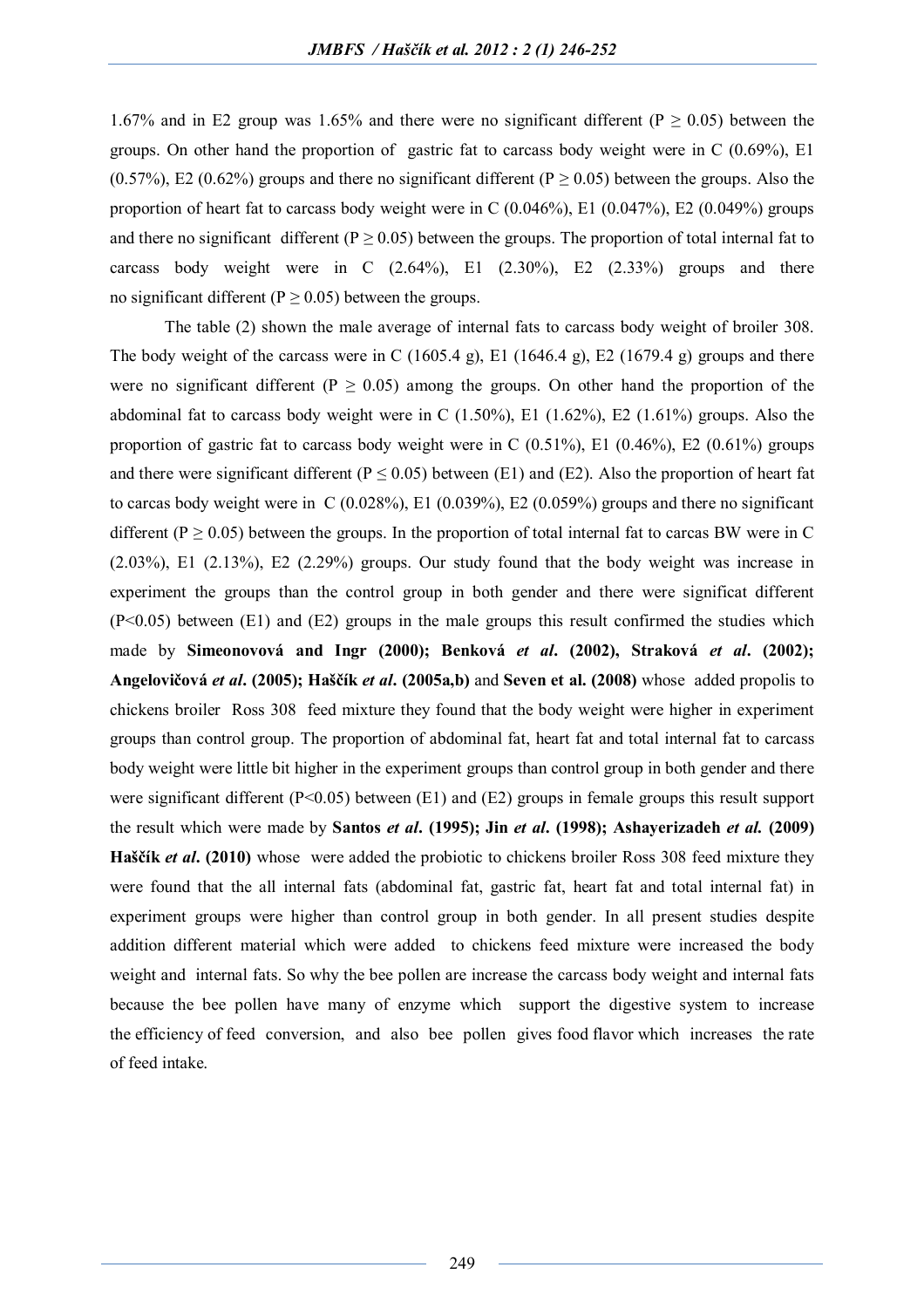1.67% and in E2 group was 1.65% and there were no significant different ($P \geq 0.05$) between the groups. On other hand the proportion of gastric fat to carcass body weight were in C (0.69%), E1 (0.57%), E2 (0.62%) groups and there no significant different ($P \geq 0.05$) between the groups. Also the proportion of heart fat to carcass body weight were in C (0.046%), E1 (0.047%), E2 (0.049%) groups and there no significant different ($P \geq 0.05$) between the groups. The proportion of total internal fat to carcass body weight were in C (2.64%), E1 (2.30%), E2 (2.33%) groups and there no significant different ($P \geq 0.05$) between the groups.

The table (2) shown the male average of internal fats to carcass body weight of broiler 308. The body weight of the carcass were in C (1605.4 g), E1 (1646.4 g), E2 (1679.4 g) groups and there were no significant different ($P \geq 0.05$) among the groups. On other hand the proportion of the abdominal fat to carcass body weight were in C (1.50%), E1 (1.62%), E2 (1.61%) groups. Also the proportion of gastric fat to carcass body weight were in C (0.51%), E1 (0.46%), E2 (0.61%) groups and there were significant different ($P \leq 0.05$) between (E1) and (E2). Also the proportion of heart fat to carcas body weight were in C (0.028%), E1 (0.039%), E2 (0.059%) groups and there no significant different ($P \geq 0.05$) between the groups. In the proportion of total internal fat to carcas BW were in C (2.03%), E1 (2.13%), E2 (2.29%) groups. Our study found that the body weight was increase in experiment the groups than the control group in both gender and there were significat different ($P<0.05$) between (E1) and (E2) groups in the male groups this result confirmed the studies which made by **Simeonovová and Ingr (2000); Benková *et al*. (2002), Straková *et al*. (2002); Angelovičová *et al*. (2005); Haščík *et al*. (2005a,b)** and **Seven et al. (2008)** whose added propolis to chickens broiler Ross 308 feed mixture they found that the body weight were higher in experiment groups than control group. The proportion of abdominal fat, heart fat and total internal fat to carcass body weight were little bit higher in the experiment groups than control group in both gender and there were significant different ($P<0.05$) between (E1) and (E2) groups in female groups this result support the result which were made by **Santos *et al*. (1995); Jin *et al*. (1998); Ashayerizadeh *et al.* (2009) Haščík *et al*. (2010)** whose were added the probiotic to chickens broiler Ross 308 feed mixture they were found that the all internal fats (abdominal fat, gastric fat, heart fat and total internal fat) in experiment groups were higher than control group in both gender. In all present studies despite addition different material which were added to chickens feed mixture were increased the body weight and internal fats. So why the bee pollen are increase the carcass body weight and internal fats because the bee pollen have many of enzyme which support the digestive system to increase the efficiency of feed conversion, and also bee pollen gives food flavor which increases the rate of feed intake.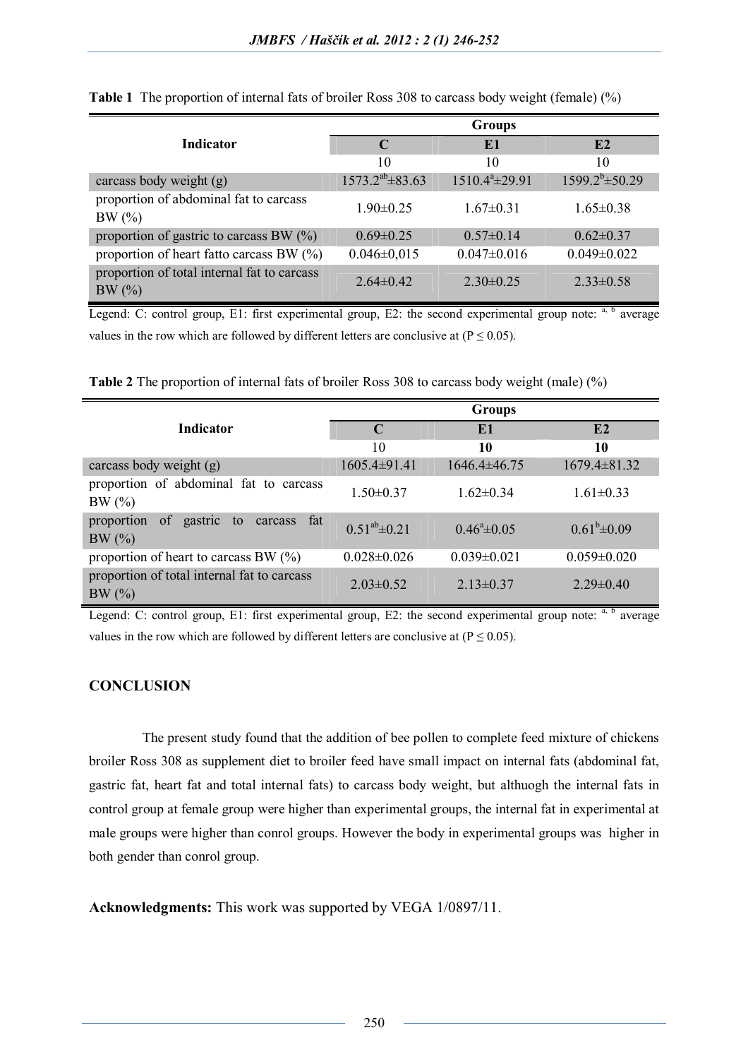**Table 1** The proportion of internal fats of broiler Ross 308 to carcass body weight (female) (%)

| Indicator | Groups | | |
|---|---|---|---|
| | **C** | **E1** | **E2** |
| | 10 | 10 | 10 |
| carcass body weight (g) | 1573.2$^{ab}$±83.63 | 1510.4$^{a}$±29.91 | 1599.2$^{b}$±50.29 |
| proportion of abdominal fat to carcass BW (%) | 1.90±0.25 | 1.67±0.31 | 1.65±0.38 |
| proportion of gastric to carcass BW (%) | 0.69±0.25 | 0.57±0.14 | 0.62±0.37 |
| proportion of heart fatto carcass BW (%) | 0.046±0,015 | 0.047±0.016 | 0.049±0.022 |
| proportion of total internal fat to carcass BW (%) | 2.64±0.42 | 2.30±0.25 | 2.33±0.58 |

Legend: C: control group, E1: first experimental group, E2: the second experimental group note: [a, b] average values in the row which are followed by different letters are conclusive at ($P \leq 0.05$).

**Table 2** The proportion of internal fats of broiler Ross 308 to carcass body weight (male) (%)

| Indicator | Groups | | |
|---|---|---|---|
| | **C** | **E1** | **E2** |
| | 10 | **10** | **10** |
| carcass body weight (g) | 1605.4±91.41 | 1646.4±46.75 | 1679.4±81.32 |
| proportion of abdominal fat to carcass BW (%) | 1.50±0.37 | 1.62±0.34 | 1.61±0.33 |
| proportion of gastric to carcass fat BW (%) | 0.51$^{ab}$±0.21 | 0.46$^{a}$±0.05 | 0.61$^{b}$±0.09 |
| proportion of heart to carcass BW (%) | 0.028±0.026 | 0.039±0.021 | 0.059±0.020 |
| proportion of total internal fat to carcass BW (%) | 2.03±0.52 | 2.13±0.37 | 2.29±0.40 |

Legend: C: control group, E1: first experimental group, E2: the second experimental group note: [a, b] average values in the row which are followed by different letters are conclusive at ($P \leq 0.05$).

## CONCLUSION

The present study found that the addition of bee pollen to complete feed mixture of chickens broiler Ross 308 as supplement diet to broiler feed have small impact on internal fats (abdominal fat, gastric fat, heart fat and total internal fats) to carcass body weight, but althuogh the internal fats in control group at female group were higher than experimental groups, the internal fat in experimental at male groups were higher than conrol groups. However the body in experimental groups was higher in both gender than conrol group.

**Acknowledgments:** This work was supported by VEGA 1/0897/11.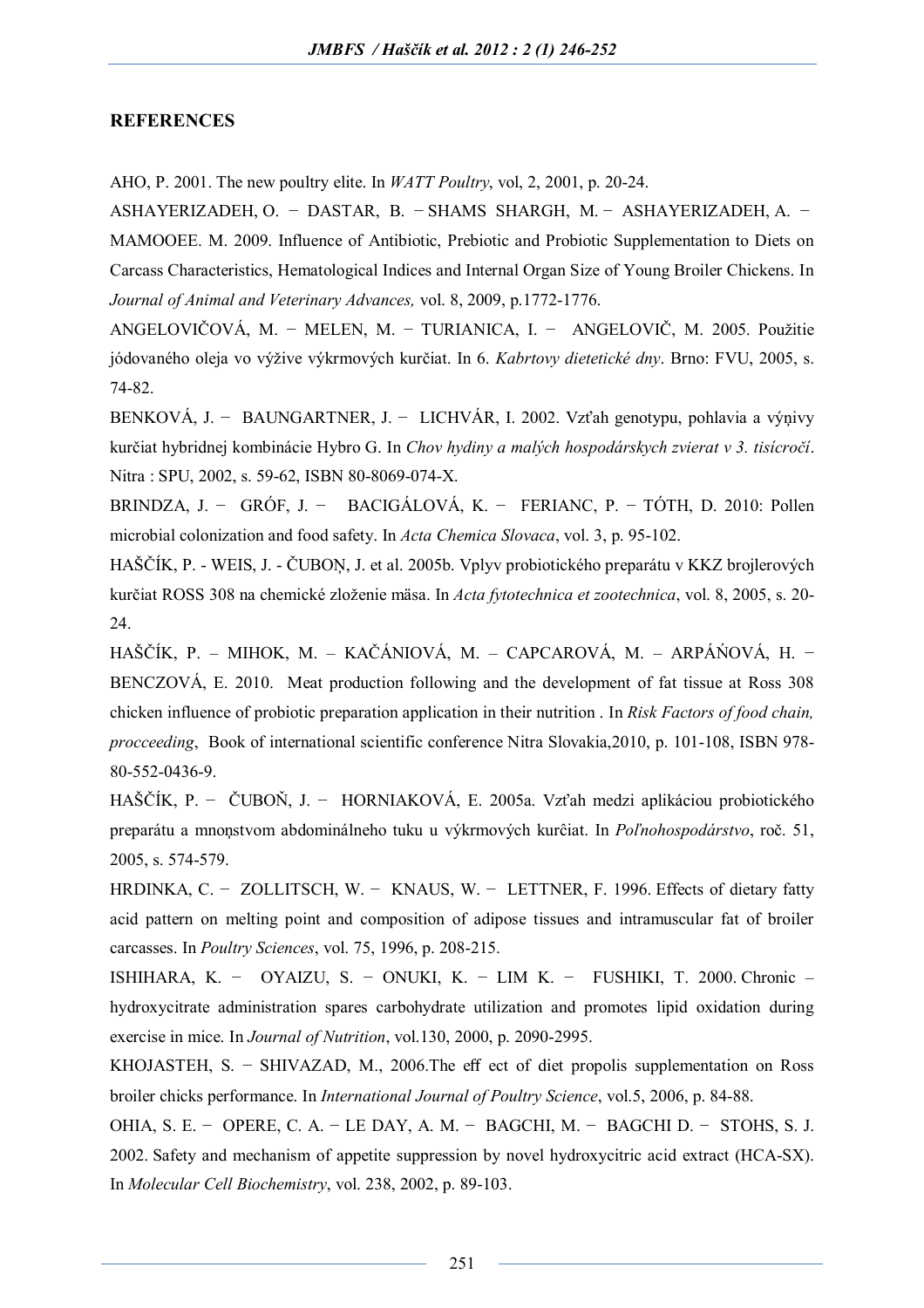## REFERENCES

AHO, P. 2001. The new poultry elite. In *WATT Poultry*, vol, 2, 2001, p. 20-24.

ASHAYERIZADEH, O. − DASTAR, B. − SHAMS SHARGH, M. − ASHAYERIZADEH, A. − MAMOOEE. M. 2009. Influence of Antibiotic, Prebiotic and Probiotic Supplementation to Diets on Carcass Characteristics, Hematological Indices and Internal Organ Size of Young Broiler Chickens. In *Journal of Animal and Veterinary Advances,* vol. 8, 2009, p.1772-1776.

ANGELOVIČOVÁ, M. − MELEN, M. − TURIANICA, I. − ANGELOVIČ, M. 2005. Použitie jódovaného oleja vo výžive výkrmových kurčiat. In 6. *Kabrtovy dietetické dny*. Brno: FVU, 2005, s. 74-82.

BENKOVÁ, J. − BAUNGARTNER, J. − LICHVÁR, I. 2002. Vzťah genotypu, pohlavia a výņivy kurčiat hybridnej kombinácie Hybro G. In *Chov hydiny a malých hospodárskych zvierat v 3. tisícročí*. Nitra : SPU, 2002, s. 59-62, ISBN 80-8069-074-X.

BRINDZA, J. − GRÓF, J. − BACIGÁLOVÁ, K. − FERIANC, P. − TÓTH, D. 2010: Pollen microbial colonization and food safety. In *Acta Chemica Slovaca*, vol. 3, p. 95-102.

HAŠČÍK, P. - WEIS, J. - ČUBOŅ, J. et al. 2005b. Vplyv probiotického preparátu v KKZ brojlerových kurčiat ROSS 308 na chemické zloženie mäsa. In *Acta fytotechnica et zootechnica*, vol. 8, 2005, s. 20-24.

HAŠČÍK, P. – MIHOK, M. – KAČÁNIOVÁ, M. – CAPCAROVÁ, M. – ARPÁŃOVÁ, H. − BENCZOVÁ, E. 2010. Meat production following and the development of fat tissue at Ross 308 chicken influence of probiotic preparation application in their nutrition . In *Risk Factors of food chain, procceeding*, Book of international scientific conference Nitra Slovakia,2010, p. 101-108, ISBN 978-80-552-0436-9.

HAŠČÍK, P. − ČUBOŇ, J. − HORNIAKOVÁ, E. 2005a. Vzťah medzi aplikáciou probiotického preparátu a mnoņstvom abdominálneho tuku u výkrmových kurĉiat. In *Poľnohospodárstvo*, roč. 51, 2005, s. 574-579.

HRDINKA, C. − ZOLLITSCH, W. − KNAUS, W. − LETTNER, F. 1996. Effects of dietary fatty acid pattern on melting point and composition of adipose tissues and intramuscular fat of broiler carcasses. In *Poultry Sciences*, vol. 75, 1996, p. 208-215.

ISHIHARA, K. − OYAIZU, S. − ONUKI, K. − LIM K. − FUSHIKI, T. 2000. Chronic – hydroxycitrate administration spares carbohydrate utilization and promotes lipid oxidation during exercise in mice. In *Journal of Nutrition*, vol.130, 2000, p. 2090-2995.

KHOJASTEH, S. − SHIVAZAD, M., 2006.The eff ect of diet propolis supplementation on Ross broiler chicks performance. In *International Journal of Poultry Science*, vol.5, 2006, p. 84-88.

OHIA, S. E. − OPERE, C. A. − LE DAY, A. M. − BAGCHI, M. − BAGCHI D. − STOHS, S. J. 2002. Safety and mechanism of appetite suppression by novel hydroxycitric acid extract (HCA-SX). In *Molecular Cell Biochemistry*, vol. 238, 2002, p. 89-103.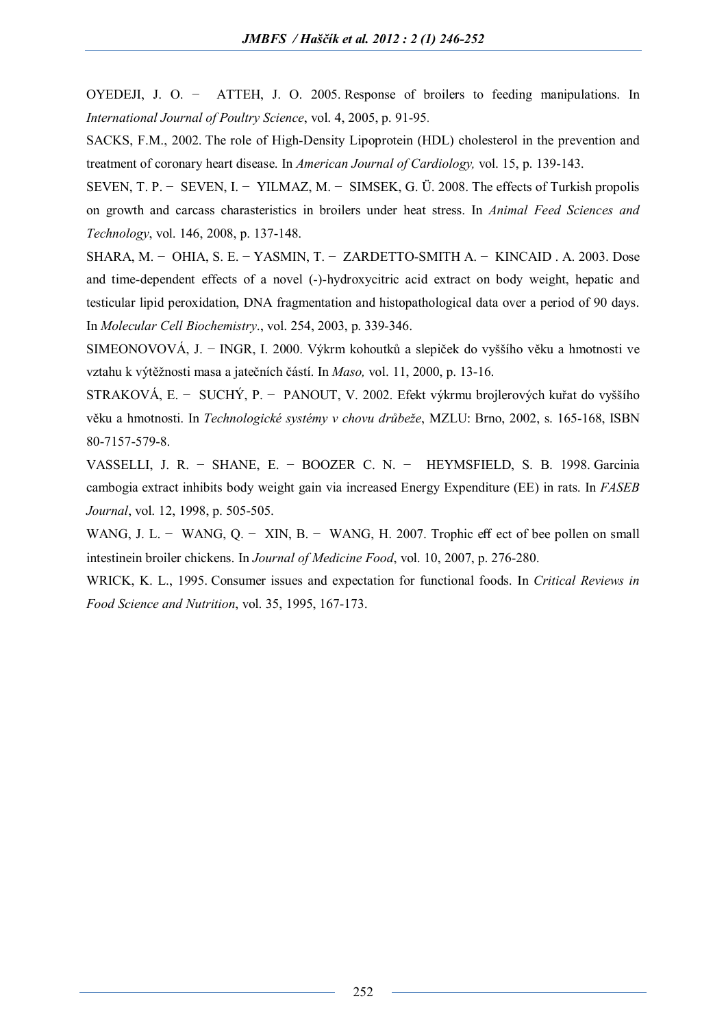OYEDEJI, J. O. − ATTEH, J. O. 2005. Response of broilers to feeding manipulations. In *International Journal of Poultry Science*, vol. 4, 2005, p. 91-95.

SACKS, F.M., 2002. The role of High-Density Lipoprotein (HDL) cholesterol in the prevention and treatment of coronary heart disease. In *American Journal of Cardiology,* vol. 15, p. 139-143.

SEVEN, T. P. − SEVEN, I. − YILMAZ, M. − SIMSEK, G. Ü. 2008. The effects of Turkish propolis on growth and carcass charasteristics in broilers under heat stress. In *Animal Feed Sciences and Technology*, vol. 146, 2008, p. 137-148.

SHARA, M. − OHIA, S. E. − YASMIN, T. − ZARDETTO-SMITH A. − KINCAID . A. 2003. Dose and time-dependent effects of a novel (-)-hydroxycitric acid extract on body weight, hepatic and testicular lipid peroxidation, DNA fragmentation and histopathological data over a period of 90 days. In *Molecular Cell Biochemistry*., vol. 254, 2003, p. 339-346.

SIMEONOVOVÁ, J. − INGR, I. 2000. Výkrm kohoutků a slepiček do vyššího věku a hmotnosti ve vztahu k výtěžnosti masa a jatečních částí. In *Maso,* vol. 11, 2000, p. 13-16.

STRAKOVÁ, E. − SUCHÝ, P. − PANOUT, V. 2002. Efekt výkrmu brojlerových kuřat do vyššího věku a hmotnosti. In *Technologické systémy v chovu drůbeže*, MZLU: Brno, 2002, s. 165-168, ISBN 80-7157-579-8.

VASSELLI, J. R. − SHANE, E. − BOOZER C. N. − HEYMSFIELD, S. B. 1998. Garcinia cambogia extract inhibits body weight gain via increased Energy Expenditure (EE) in rats. In *FASEB Journal*, vol. 12, 1998, p. 505-505.

WANG, J. L. − WANG, Q. − XIN, B. − WANG, H. 2007. Trophic eff ect of bee pollen on small intestinein broiler chickens. In *Journal of Medicine Food*, vol. 10, 2007, p. 276-280.

WRICK, K. L., 1995. Consumer issues and expectation for functional foods. In *Critical Reviews in Food Science and Nutrition*, vol. 35, 1995, 167-173.